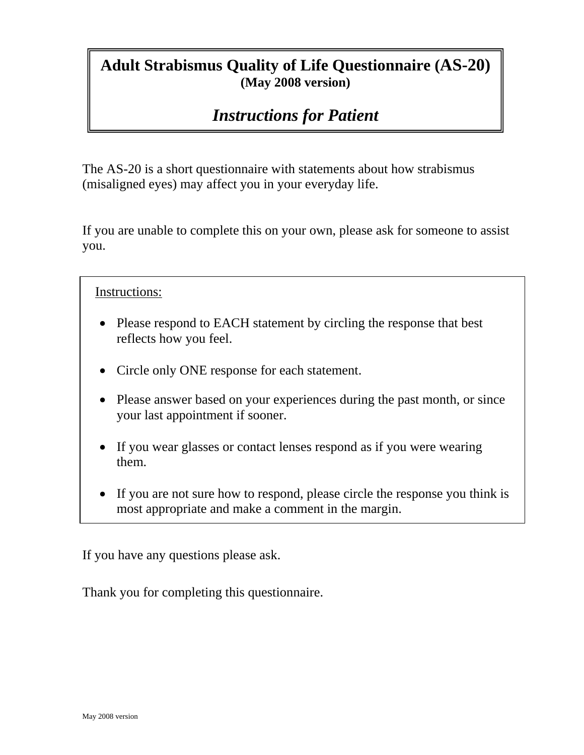# Adult Strabismus Quality of Life Questionnaire (AS-20)

**(May 2008 version)**

## *Instructions for Patient*

The AS-20 is a short questionnaire with statements about how strabismus (misaligned eyes) may affect you in your everyday life.

If you are unable to complete this on your own, please ask for someone to assist you.

Instructions:

- Please respond to EACH statement by circling the response that best reflects how you feel.
- Circle only ONE response for each statement.
- Please answer based on your experiences during the past month, or since your last appointment if sooner.
- If you wear glasses or contact lenses respond as if you were wearing them.
- If you are not sure how to respond, please circle the response you think is most appropriate and make a comment in the margin.

If you have any questions please ask.

Thank you for completing this questionnaire.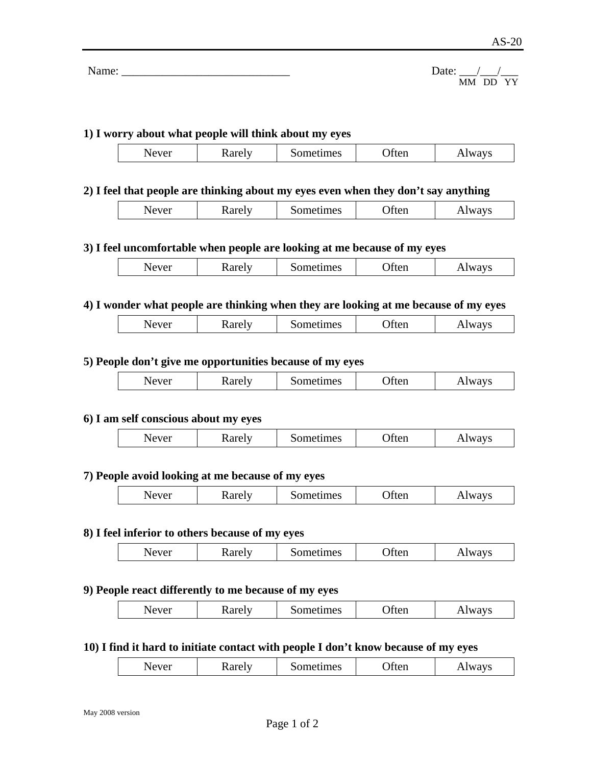AS-20

Name: ______________________________ Date: ___/___/___
MM DD YY

**1) I worry about what people will think about my eyes**

| Never | Rarely | Sometimes | Often | Always |
|---|---|---|---|---|

**2) I feel that people are thinking about my eyes even when they don't say anything**

| Never | Rarely | Sometimes | Often | Always |
|---|---|---|---|---|

**3) I feel uncomfortable when people are looking at me because of my eyes**

| Never | Rarely | Sometimes | Often | Always |
|---|---|---|---|---|

**4) I wonder what people are thinking when they are looking at me because of my eyes**

| Never | Rarely | Sometimes | Often | Always |
|---|---|---|---|---|

**5) People don't give me opportunities because of my eyes**

| Never | Rarely | Sometimes | Often | Always |
|---|---|---|---|---|

**6) I am self conscious about my eyes**

| Never | Rarely | Sometimes | Often | Always |
|---|---|---|---|---|

**7) People avoid looking at me because of my eyes**

| Never | Rarely | Sometimes | Often | Always |
|---|---|---|---|---|

**8) I feel inferior to others because of my eyes**

| Never | Rarely | Sometimes | Often | Always |
|---|---|---|---|---|

**9) People react differently to me because of my eyes**

| Never | Rarely | Sometimes | Often | Always |
|---|---|---|---|---|

**10) I find it hard to initiate contact with people I don't know because of my eyes**

| Never | Rarely | Sometimes | Often | Always |
|---|---|---|---|---|

May 2008 version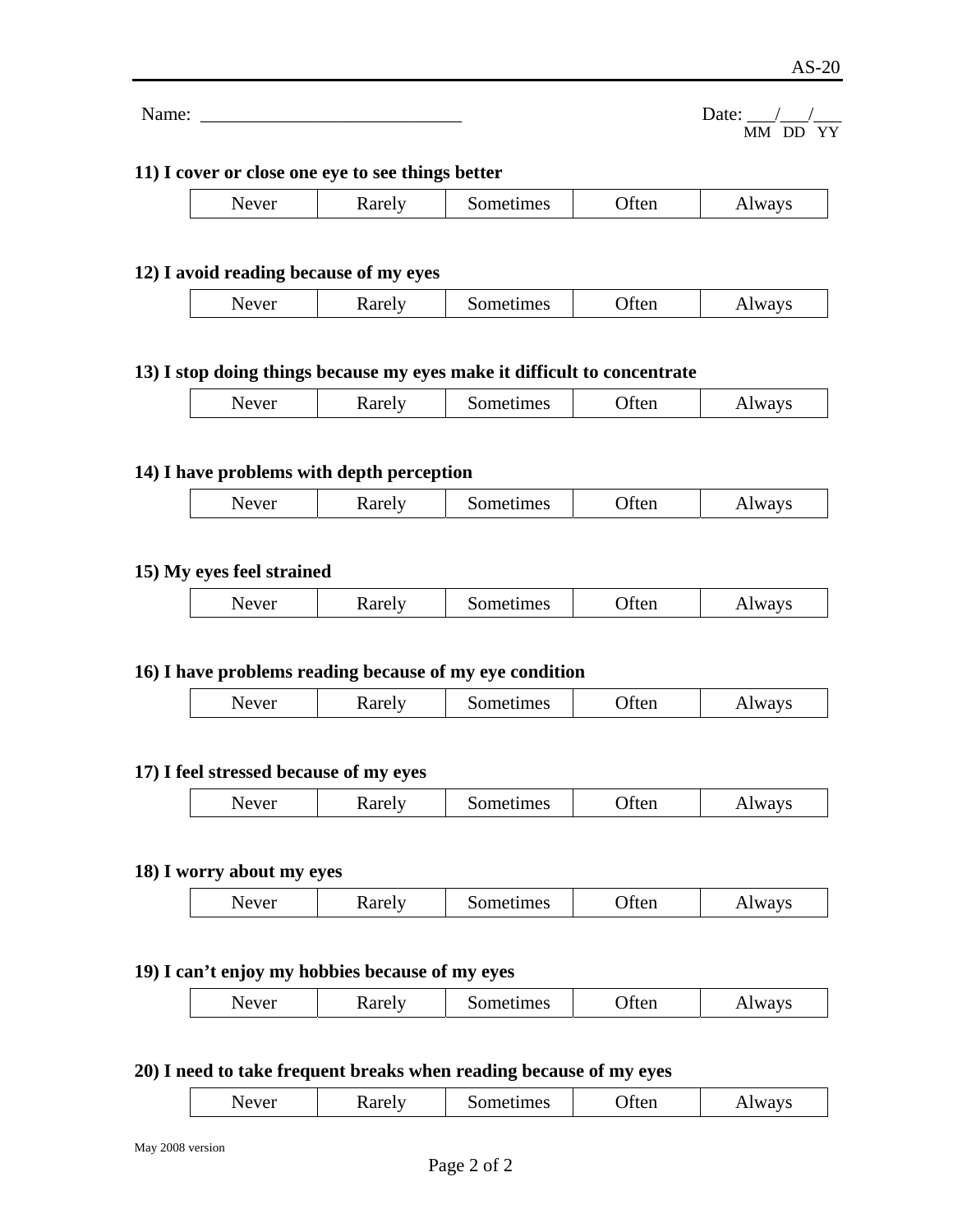AS-20

Name: ____________________________ Date: ___/___/___
MM DD YY

**11) I cover or close one eye to see things better**

| Never | Rarely | Sometimes | Often | Always |
|---|---|---|---|---|

**12) I avoid reading because of my eyes**

| Never | Rarely | Sometimes | Often | Always |
|---|---|---|---|---|

**13) I stop doing things because my eyes make it difficult to concentrate**

| Never | Rarely | Sometimes | Often | Always |
|---|---|---|---|---|

**14) I have problems with depth perception**

| Never | Rarely | Sometimes | Often | Always |
|---|---|---|---|---|

**15) My eyes feel strained**

| Never | Rarely | Sometimes | Often | Always |
|---|---|---|---|---|

**16) I have problems reading because of my eye condition**

| Never | Rarely | Sometimes | Often | Always |
|---|---|---|---|---|

**17) I feel stressed because of my eyes**

| Never | Rarely | Sometimes | Often | Always |
|---|---|---|---|---|

**18) I worry about my eyes**

| Never | Rarely | Sometimes | Often | Always |
|---|---|---|---|---|

**19) I can't enjoy my hobbies because of my eyes**

| Never | Rarely | Sometimes | Often | Always |
|---|---|---|---|---|

**20) I need to take frequent breaks when reading because of my eyes**

| Never | Rarely | Sometimes | Often | Always |
|---|---|---|---|---|

May 2008 version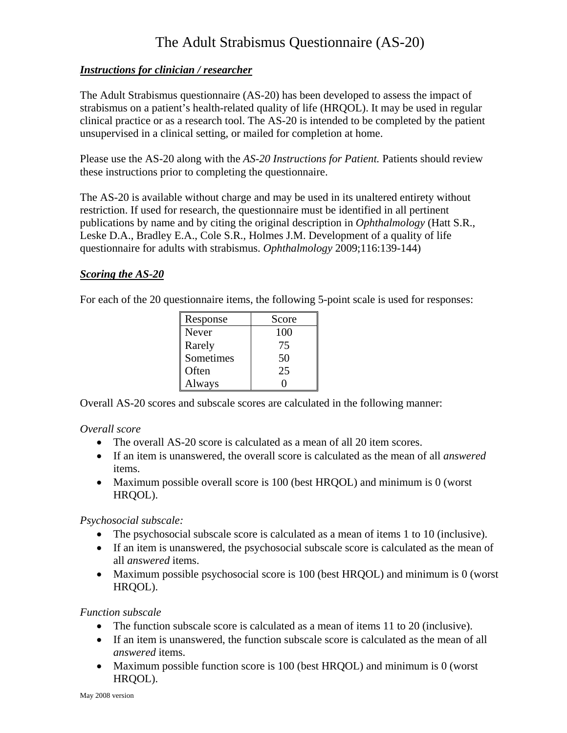# The Adult Strabismus Questionnaire (AS-20)

***Instructions for clinician / researcher***

The Adult Strabismus questionnaire (AS-20) has been developed to assess the impact of strabismus on a patient's health-related quality of life (HRQOL). It may be used in regular clinical practice or as a research tool. The AS-20 is intended to be completed by the patient unsupervised in a clinical setting, or mailed for completion at home.

Please use the AS-20 along with the *AS-20 Instructions for Patient.* Patients should review these instructions prior to completing the questionnaire.

The AS-20 is available without charge and may be used in its unaltered entirety without restriction. If used for research, the questionnaire must be identified in all pertinent publications by name and by citing the original description in *Ophthalmology* (Hatt S.R., Leske D.A., Bradley E.A., Cole S.R., Holmes J.M. Development of a quality of life questionnaire for adults with strabismus. *Ophthalmology* 2009;116:139-144)

***Scoring the AS-20***

For each of the 20 questionnaire items, the following 5-point scale is used for responses:

| Response | Score |
|---|---|
| Never | 100 |
| Rarely | 75 |
| Sometimes | 50 |
| Often | 25 |
| Always | 0 |

Overall AS-20 scores and subscale scores are calculated in the following manner:

*Overall score*

- The overall AS-20 score is calculated as a mean of all 20 item scores.
- If an item is unanswered, the overall score is calculated as the mean of all *answered* items.
- Maximum possible overall score is 100 (best HRQOL) and minimum is 0 (worst HRQOL).

*Psychosocial subscale:*

- The psychosocial subscale score is calculated as a mean of items 1 to 10 (inclusive).
- If an item is unanswered, the psychosocial subscale score is calculated as the mean of all *answered* items.
- Maximum possible psychosocial score is 100 (best HRQOL) and minimum is 0 (worst HRQOL).

*Function subscale*

- The function subscale score is calculated as a mean of items 11 to 20 (inclusive).
- If an item is unanswered, the function subscale score is calculated as the mean of all *answered* items.
- Maximum possible function score is 100 (best HRQOL) and minimum is 0 (worst HRQOL).

May 2008 version